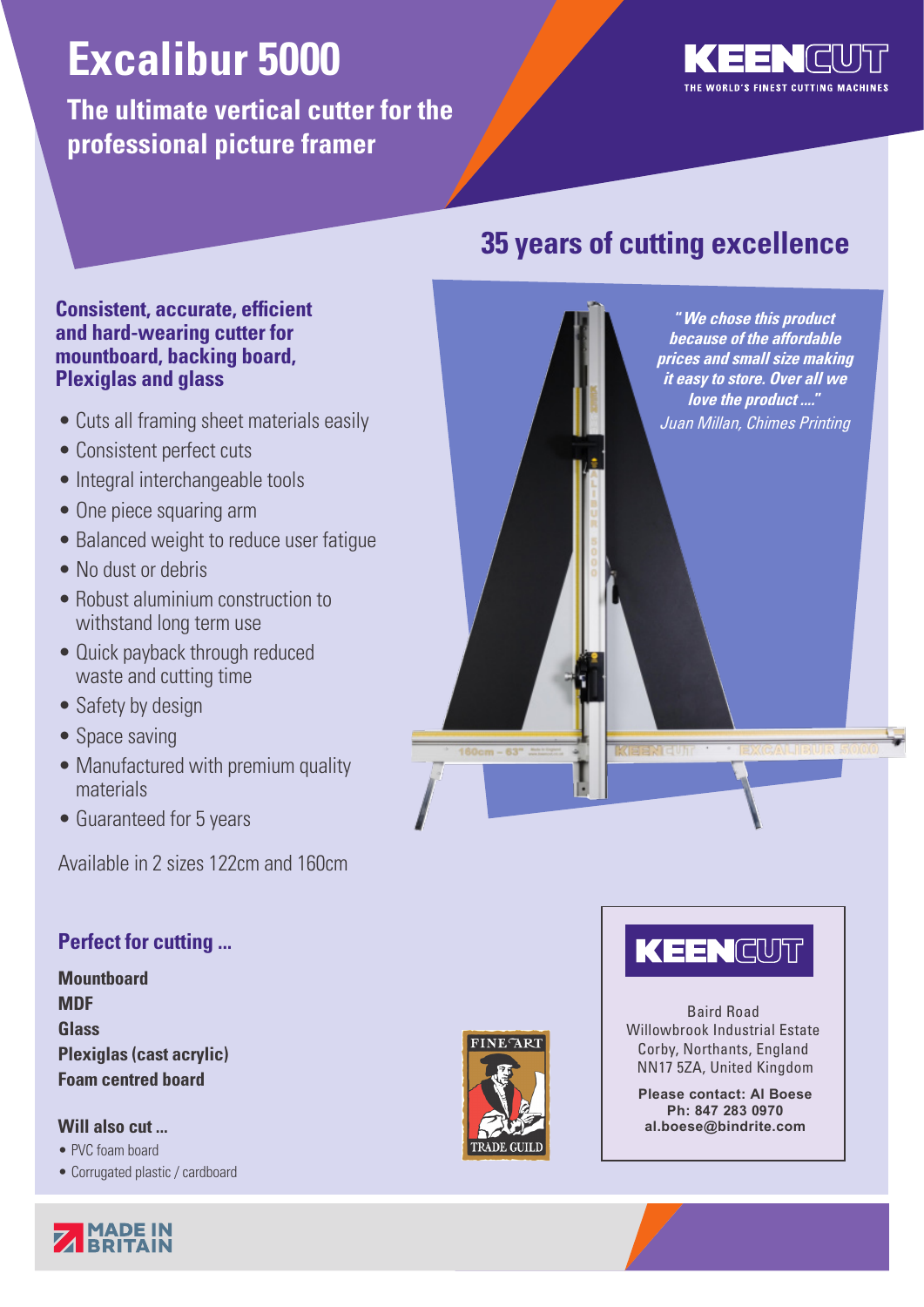# Excalibur 5000

## The ultimate vertical cutter for the professional picture framer

KEENCUT
THE WORLD'S FINEST CUTTING MACHINES

## 35 years of cutting excellence

### Consistent, accurate, efficient and hard-wearing cutter for mountboard, backing board, Plexiglas and glass

- Cuts all framing sheet materials easily
- Consistent perfect cuts
- Integral interchangeable tools
- One piece squaring arm
- Balanced weight to reduce user fatigue
- No dust or debris
- Robust aluminium construction to withstand long term use
- Quick payback through reduced waste and cutting time
- Safety by design
- Space saving
- Manufactured with premium quality materials
- Guaranteed for 5 years

Available in 2 sizes 122cm and 160cm

*"We chose this product because of the affordable prices and small size making it easy to store. Over all we love the product ...."*
*Juan Millan, Chimes Printing*

### Perfect for cutting ...

**Mountboard**
**MDF**
**Glass**
**Plexiglas (cast acrylic)**
**Foam centred board**

**Will also cut ...**

- PVC foam board
- Corrugated plastic / cardboard

FINE ART TRADE GUILD

KEENCUT

Baird Road
Willowbrook Industrial Estate
Corby, Northants, England
NN17 5ZA, United Kingdom

**Please contact: Al Boese**
**Ph: 847 283 0970**
**al.boese@bindrite.com**

MADE IN BRITAIN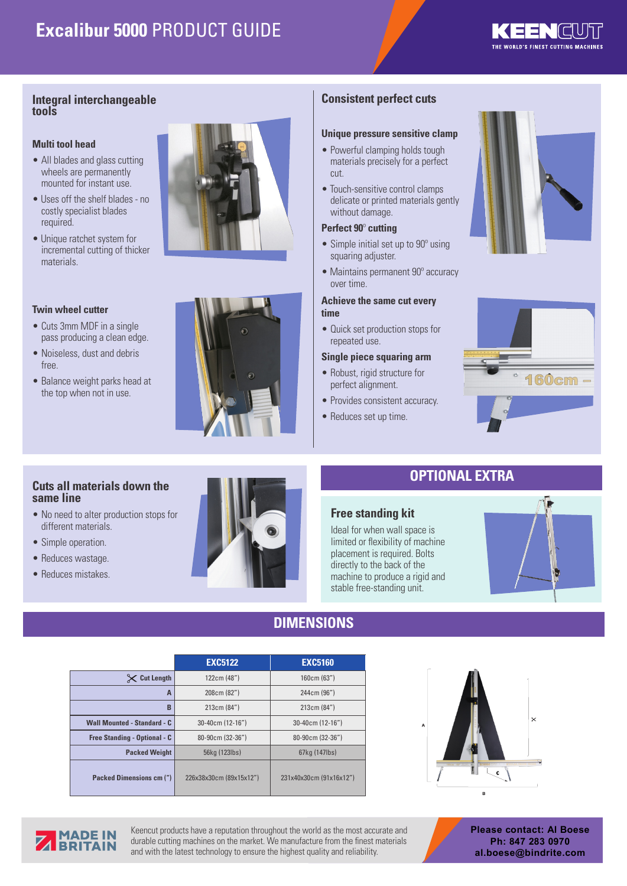# Excalibur 5000 PRODUCT GUIDE

KEENCUT
THE WORLD'S FINEST CUTTING MACHINES

## Integral interchangeable tools

### Multi tool head

- All blades and glass cutting wheels are permanently mounted for instant use.
- Uses off the shelf blades - no costly specialist blades required.
- Unique ratchet system for incremental cutting of thicker materials.

### Twin wheel cutter

- Cuts 3mm MDF in a single pass producing a clean edge.
- Noiseless, dust and debris free.
- Balance weight parks head at the top when not in use.

## Consistent perfect cuts

### Unique pressure sensitive clamp

- Powerful clamping holds tough materials precisely for a perfect cut.
- Touch-sensitive control clamps delicate or printed materials gently without damage.

### Perfect 90° cutting

- Simple initial set up to 90° using squaring adjuster.
- Maintains permanent 90° accuracy over time.

### Achieve the same cut every time

- Quick set production stops for repeated use.

### Single piece squaring arm

- Robust, rigid structure for perfect alignment.
- Provides consistent accuracy.
- Reduces set up time.

## Cuts all materials down the same line

- No need to alter production stops for different materials.
- Simple operation.
- Reduces wastage.
- Reduces mistakes.

## OPTIONAL EXTRA

### Free standing kit

Ideal for when wall space is limited or flexibility of machine placement is required. Bolts directly to the back of the machine to produce a rigid and stable free-standing unit.

## DIMENSIONS

| | EXC5122 | EXC5160 |
|---|---|---|
| Cut Length | 122cm (48") | 160cm (63") |
| A | 208cm (82") | 244cm (96") |
| B | 213cm (84") | 213cm (84") |
| Wall Mounted - Standard - C | 30-40cm (12-16") | 30-40cm (12-16") |
| Free Standing - Optional - C | 80-90cm (32-36") | 80-90cm (32-36") |
| Packed Weight | 56kg (123lbs) | 67kg (147lbs) |
| Packed Dimensions cm (") | 226x38x30cm (89x15x12") | 231x40x30cm (91x16x12") |

A
X
C
B

MADE IN BRITAIN

Keencut products have a reputation throughout the world as the most accurate and durable cutting machines on the market. We manufacture from the finest materials and with the latest technology to ensure the highest quality and reliability.

**Please contact: Al Boese**
**Ph: 847 283 0970**
**al.boese@bindrite.com**